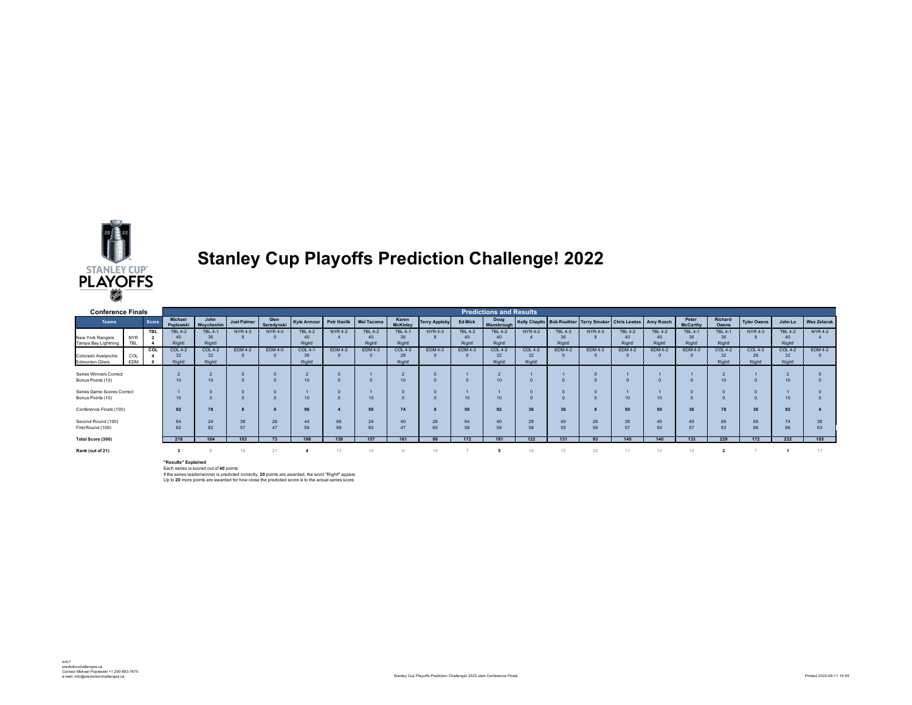# Stanley Cup Playoffs Prediction Challenge! 2022

**Conference Finals** — **Predictions and Results**

| Teams | | Score | Michael Poplawski | John Woycheshin | Joel Palmer | Glen Seredynski | Kyle Armour | Petr Havlik | Mel Tacoma | Karen McKinley | Terry Appleby | Ed Mick | Doug Wansbrough | Kelly Chaplin | Bob Routhier | Terry Smoker | Chris Lewtas | Amy Roach | Peter McCarthy | Richard Owens | Tyler Owens | John Lo | Wes Zetaruk |
|---|---|---|---|---|---|---|---|---|---|---|---|---|---|---|---|---|---|---|---|---|---|---|---|
| New York Rangers<br>Tampa Bay Lightning | NYR<br>TBL | TBL<br>2<br>4 | TBL 4-2<br>40<br>Right! | TBL 4-1<br>36<br>Right! | NYR 4-3<br>8 | NYR 4-0<br>0 | TBL 4-2<br>40<br>Right! | NYR 4-2<br>4 | TBL 4-2<br>40<br>Right! | TBL 4-1<br>36<br>Right! | NYR 4-3<br>8 | TBL 4-2<br>40<br>Right! | TBL 4-2<br>40<br>Right! | NYR 4-2<br>4 | TBL 4-3<br>36<br>Right! | NYR 4-3<br>8 | TBL 4-2<br>40<br>Right! | TBL 4-2<br>40<br>Right! | TBL 4-1<br>36<br>Right! | TBL 4-1<br>36<br>Right! | NYR 4-3<br>8 | TBL 4-2<br>40<br>Right! | NYR 4-2<br>4 |
| Colorado Avalanche<br>Edmonton Oilers | COL<br>EDM | COL<br>4<br>0 | COL 4-2<br>32<br>Right! | COL 4-2<br>32<br>Right! | EDM 4-2<br>0 | EDM 4-0<br>0 | COL 4-1<br>36<br>Right! | EDM 4-2<br>0 | EDM 4-3<br>0 | COL 4-3<br>28<br>Right! | EDM 4-3<br>0 | EDM 4-3<br>0 | COL 4-2<br>32<br>Right! | COL 4-2<br>32<br>Right! | EDM 4-2<br>0 | EDM 4-3<br>0 | EDM 4-2<br>0 | EDM 4-2<br>0 | EDM 4-3<br>0 | COL 4-2<br>32<br>Right! | COL 4-3<br>28<br>Right! | COL 4-2<br>32<br>Right! | EDM 4-2<br>0 |
| Series Winners Correct | | | 2 | 2 | 0 | 0 | 2 | 0 | 1 | 2 | 0 | 1 | 2 | 1 | 1 | 0 | 1 | 1 | 1 | 2 | 1 | 2 | 0 |
| Bonus Points (10) | | | 10 | 10 | 0 | 0 | 10 | 0 | 0 | 10 | 0 | 0 | 10 | 0 | 0 | 0 | 0 | 0 | 0 | 10 | 0 | 10 | 0 |
| Series Game Scores Correct | | | 1 | 0 | 0 | 0 | 1 | 0 | 1 | 0 | 0 | 1 | 1 | 0 | 0 | 0 | 1 | 1 | 0 | 0 | 0 | 1 | 0 |
| Bonus Points (10) | | | 10 | 0 | 0 | 0 | 10 | 0 | 10 | 0 | 0 | 10 | 10 | 0 | 0 | 0 | 10 | 10 | 0 | 0 | 0 | 10 | 0 |
| Conference Finals (100) | | | **92** | **78** | **8** | **0** | **96** | **4** | **50** | **74** | **8** | **50** | **92** | **36** | **36** | **8** | **50** | **50** | **36** | **78** | **36** | **92** | **4** |
| Second Round (100) | | | 64 | 24 | 38 | 26 | 44 | 66 | 24 | 40 | 26 | 64 | 40 | 28 | 40 | 26 | 38 | 40 | 40 | 68 | 68 | 74 | 38 |
| First Round (100) | | | 62 | 82 | 57 | 47 | 58 | 69 | 83 | 47 | 65 | 58 | 59 | 58 | 55 | 59 | 57 | 50 | 57 | 83 | 68 | 66 | 63 |
| **Total Score (300)** | | | **218** | **184** | **103** | **73** | **198** | **139** | **157** | **161** | **99** | **172** | **191** | **122** | **131** | **93** | **145** | **140** | **133** | **229** | **172** | **232** | **105** |
| **Rank (out of 21)** | | | **3** | 6 | 18 | 21 | **4** | 13 | 10 | 9 | 19 | 7 | **5** | 16 | 15 | 20 | 11 | 12 | 14 | **2** | 7 | **1** | 17 |

**"Results" Explained**

Each series is scored out of **40** points

If the series leader/winner is predicted correctly, **20** points are awarded, the word "Right!" appear

Up to **20** more points are awarded for how close the predicted score is to the actual series score

Info?
predictionchallenges.ca
Contact Michael Poplawski +1 250-883-7675
e-mail: info@predictionchallenges.ca

Stanley Cup Playoffs Prediction Challenge! 2022.xlsm Conference Finals

Printed 2022-06-11 19:55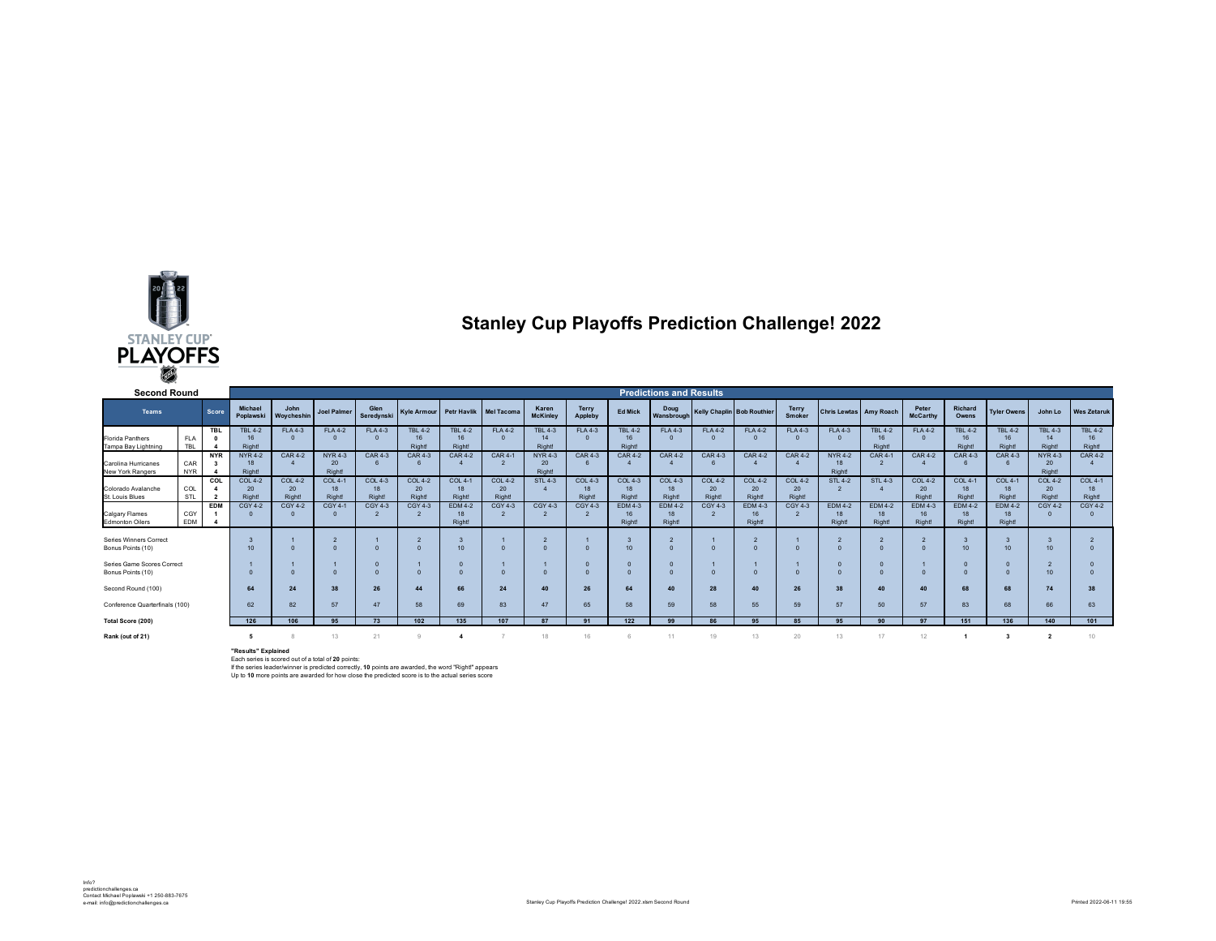# Stanley Cup Playoffs Prediction Challenge! 2022

## Second Round

| Teams | | Score | Michael Poplawski | John Woycheshin | Joel Palmer | Glen Seredynski | Kyle Armour | Petr Havlik | Mel Tacoma | Karen McKinley | Terry Appleby | Ed Mick | Doug Wansbrough | Kelly Chaplin | Bob Routhier | Terry Smoker | Chris Lewtas | Amy Roach | Peter McCarthy | Richard Owens | Tyler Owens | John Lo | Wes Zetaruk |
|---|---|---|---|---|---|---|---|---|---|---|---|---|---|---|---|---|---|---|---|---|---|---|---|
| | | | **Predictions and Results** | | | | | | | | | | | | | | | | | | | | |
| Florida Panthers / Tampa Bay Lightning | FLA / TBL | TBL 0 / 4 | TBL 4-2 16 Right! | FLA 4-3 0 | FLA 4-2 0 | FLA 4-3 0 | TBL 4-2 16 Right! | TBL 4-2 16 Right! | FLA 4-2 0 | TBL 4-3 14 Right! | FLA 4-3 0 | TBL 4-2 16 Right! | FLA 4-3 0 | FLA 4-2 0 | FLA 4-2 0 | FLA 4-3 0 | FLA 4-3 0 | TBL 4-2 16 Right! | FLA 4-2 0 | TBL 4-2 16 Right! | TBL 4-2 16 Right! | TBL 4-3 14 Right! | TBL 4-2 16 Right! |
| Carolina Hurricanes / New York Rangers | CAR / NYR | NYR 3 / 4 | NYR 4-2 18 Right! | CAR 4-2 4 | NYR 4-3 20 Right! | CAR 4-3 6 | CAR 4-3 6 | CAR 4-2 4 | CAR 4-1 2 | NYR 4-3 20 Right! | CAR 4-3 6 | CAR 4-2 4 | CAR 4-2 4 | CAR 4-3 6 | CAR 4-2 4 | CAR 4-2 4 | NYR 4-2 18 Right! | CAR 4-1 2 | CAR 4-2 4 | CAR 4-3 6 | CAR 4-3 6 | NYR 4-3 20 Right! | CAR 4-2 4 |
| Colorado Avalanche / St. Louis Blues | COL / STL | COL 4 / 2 | COL 4-2 20 Right! | COL 4-2 20 Right! | COL 4-1 18 Right! | COL 4-3 18 Right! | COL 4-2 20 Right! | COL 4-1 18 Right! | COL 4-2 20 Right! | STL 4-3 4 | COL 4-3 18 Right! | COL 4-3 18 Right! | COL 4-3 18 Right! | COL 4-2 20 Right! | COL 4-2 20 Right! | COL 4-2 20 Right! | STL 4-2 2 | STL 4-3 4 | COL 4-2 20 Right! | COL 4-1 18 Right! | COL 4-1 18 Right! | COL 4-2 20 Right! | COL 4-1 18 Right! |
| Calgary Flames / Edmonton Oilers | CGY / EDM | EDM 1 / 4 | CGY 4-2 0 | CGY 4-2 0 | CGY 4-1 0 | CGY 4-3 2 | CGY 4-3 2 | EDM 4-2 18 Right! | CGY 4-3 2 | CGY 4-3 2 | CGY 4-3 2 | EDM 4-3 16 Right! | EDM 4-2 18 Right! | CGY 4-3 2 | EDM 4-3 16 Right! | CGY 4-3 2 | EDM 4-2 18 Right! | EDM 4-2 18 Right! | EDM 4-3 16 Right! | EDM 4-2 18 Right! | EDM 4-2 18 Right! | CGY 4-2 0 | CGY 4-2 0 |
| Series Winners Correct | | | 3 | 1 | 2 | 1 | 2 | 3 | 1 | 2 | 1 | 3 | 2 | 1 | 2 | 1 | 2 | 2 | 2 | 3 | 3 | 3 | 2 |
| Bonus Points (10) | | | 10 | 0 | 0 | 0 | 0 | 10 | 0 | 0 | 0 | 10 | 0 | 0 | 0 | 0 | 0 | 0 | 0 | 10 | 10 | 10 | 0 |
| Series Game Scores Correct | | | 1 | 1 | 1 | 0 | 1 | 0 | 1 | 1 | 0 | 0 | 0 | 1 | 1 | 1 | 0 | 0 | 1 | 0 | 0 | 2 | 0 |
| Bonus Points (10) | | | 0 | 0 | 0 | 0 | 0 | 0 | 0 | 0 | 0 | 0 | 0 | 0 | 0 | 0 | 0 | 0 | 0 | 0 | 0 | 10 | 0 |
| Second Round (100) | | | **64** | **24** | **38** | **26** | **44** | **66** | **24** | **40** | **26** | **64** | **40** | **28** | **40** | **26** | **38** | **40** | **40** | **68** | **68** | **74** | **38** |
| Conference Quarterfinals (100) | | | 62 | 82 | 57 | 47 | 58 | 69 | 83 | 47 | 65 | 58 | 59 | 58 | 55 | 59 | 57 | 50 | 57 | 83 | 68 | 66 | 63 |
| **Total Score (200)** | | | **126** | **106** | **95** | **73** | **102** | **135** | **107** | **87** | **91** | **122** | **99** | **86** | **95** | **85** | **95** | **90** | **97** | **151** | **136** | **140** | **101** |
| **Rank (out of 21)** | | | **5** | 8 | 13 | 21 | 9 | **4** | 7 | 18 | 16 | 6 | 11 | 19 | 13 | 20 | 13 | 17 | 12 | **1** | **3** | **2** | 10 |

**"Results" Explained**

Each series is scored out of a total of **20** points:

If the series leader/winner is predicted correctly, **10** points are awarded, the word "Right!" appears

Up to **10** more points are awarded for how close the predicted score is to the actual series score

Info?
predictionchallenges.ca
Contact Michael Poplawski +1 250-883-7675
e-mail: info@predictionchallenges.ca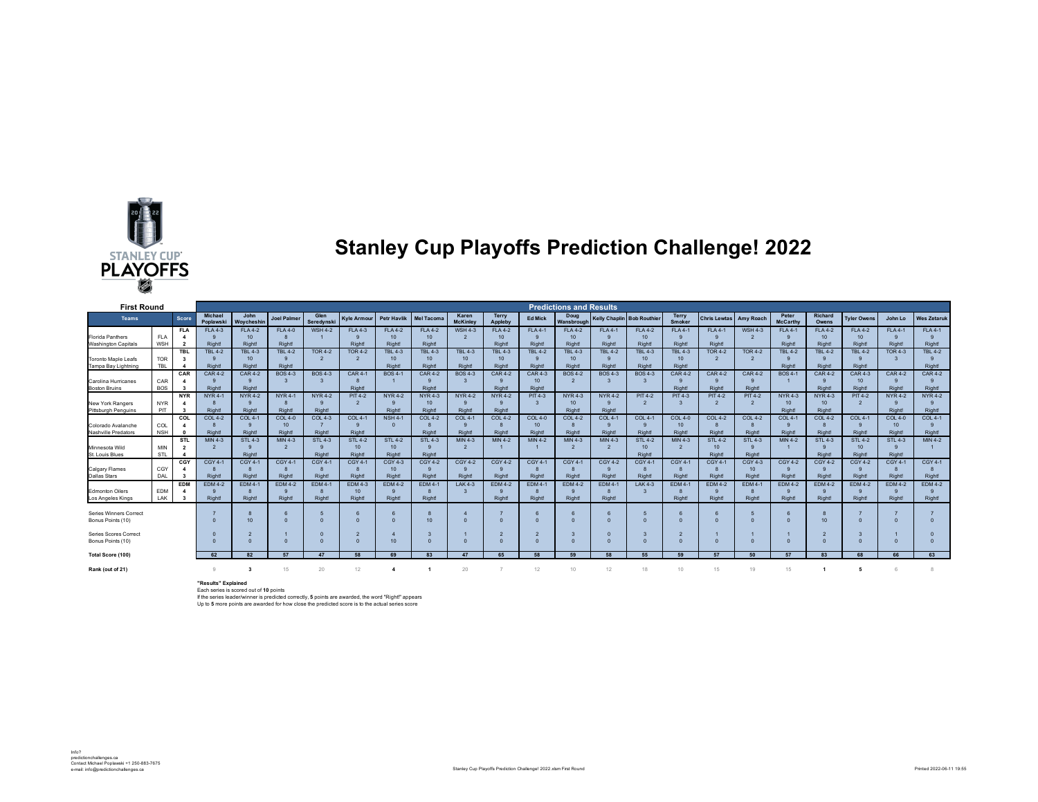# Stanley Cup Playoffs Prediction Challenge! 2022

## First Round

| Teams | | Score | Michael Poplawski | John Woycheshin | Joel Palmer | Glen Seredynski | Kyle Armour | Petr Havlik | Mel Tacoma | Karen McKinley | Terry Appleby | Ed Mick | Doug Wansbrough | Kelly Chaplin | Bob Routhier | Terry Smoker | Chris Lewtas | Amy Roach | Peter McCarthy | Richard Owens | Tyler Owens | John Lo | Wes Zetaruk |
|---|---|---|---|---|---|---|---|---|---|---|---|---|---|---|---|---|---|---|---|---|---|---|---|
| | | | **Predictions and Results** | | | | | | | | | | | | | | | | | | | | |
| | | **FLA** | FLA 4-3 | FLA 4-2 | FLA 4-0 | WSH 4-2 | FLA 4-3 | FLA 4-2 | FLA 4-2 | WSH 4-3 | FLA 4-2 | FLA 4-1 | FLA 4-2 | FLA 4-1 | FLA 4-2 | FLA 4-1 | FLA 4-1 | WSH 4-3 | FLA 4-1 | FLA 4-2 | FLA 4-2 | FLA 4-1 | FLA 4-1 |
| Florida Panthers | FLA | **4** | 9 | 10 | 8 | 1 | 9 | 10 | 10 | 2 | 10 | 9 | 10 | 9 | 10 | 9 | 9 | 2 | 9 | 10 | 10 | 9 | 9 |
| Washington Capitals | WSH | **2** | Right! | Right! | Right! | | Right! | Right! | Right! | | Right! | Right! | Right! | Right! | Right! | Right! | Right! | | Right! | Right! | Right! | Right! | Right! |
| | | **TBL** | TBL 4-2 | TBL 4-3 | TBL 4-2 | TOR 4-2 | TOR 4-2 | TBL 4-3 | TBL 4-3 | TBL 4-3 | TBL 4-3 | TBL 4-2 | TBL 4-3 | TBL 4-2 | TBL 4-3 | TBL 4-3 | TOR 4-2 | TOR 4-2 | TBL 4-2 | TBL 4-2 | TBL 4-2 | TOR 4-3 | TBL 4-2 |
| Toronto Maple Leafs | TOR | **3** | 9 | 10 | 9 | 2 | 2 | 10 | 10 | 10 | 10 | 9 | 10 | 9 | 10 | 10 | 2 | 2 | 9 | 9 | 9 | 3 | 9 |
| Tampa Bay Lightning | TBL | **4** | Right! | Right! | Right! | | | Right! | Right! | Right! | Right! | Right! | Right! | Right! | Right! | Right! | | | Right! | Right! | Right! | | Right! |
| | | **CAR** | CAR 4-2 | CAR 4-2 | BOS 4-3 | BOS 4-3 | CAR 4-1 | BOS 4-1 | CAR 4-2 | BOS 4-3 | CAR 4-2 | CAR 4-3 | BOS 4-2 | BOS 4-3 | BOS 4-3 | CAR 4-2 | CAR 4-2 | CAR 4-2 | BOS 4-1 | CAR 4-2 | CAR 4-3 | CAR 4-2 | CAR 4-2 |
| Carolina Hurricanes | CAR | **4** | 9 | 9 | 3 | 3 | 8 | 1 | 9 | 3 | 9 | 10 | 2 | 3 | 3 | 9 | 9 | 9 | 1 | 9 | 10 | 9 | 9 |
| Boston Bruins | BOS | **3** | Right! | Right! | | | Right! | | Right! | | Right! | Right! | | | | Right! | Right! | Right! | | Right! | Right! | Right! | Right! |
| | | **NYR** | NYR 4-1 | NYR 4-2 | NYR 4-1 | NYR 4-2 | PIT 4-2 | NYR 4-2 | NYR 4-3 | NYR 4-2 | NYR 4-2 | PIT 4-3 | NYR 4-3 | NYR 4-2 | PIT 4-2 | PIT 4-3 | PIT 4-2 | PIT 4-2 | NYR 4-3 | NYR 4-3 | PIT 4-2 | NYR 4-2 | NYR 4-2 |
| New York Rangers | NYR | **4** | 8 | 9 | 8 | 9 | 2 | 9 | 10 | 9 | 9 | 3 | 10 | 9 | 2 | 3 | 2 | 2 | 10 | 10 | 2 | 9 | 9 |
| Pittsburgh Penguins | PIT | **3** | Right! | Right! | Right! | Right! | | Right! | Right! | Right! | Right! | | Right! | Right! | | | | | Right! | Right! | | Right! | Right! |
| | | **COL** | COL 4-2 | COL 4-1 | COL 4-0 | COL 4-3 | COL 4-1 | NSH 4-1 | COL 4-2 | COL 4-1 | COL 4-2 | COL 4-0 | COL 4-2 | COL 4-1 | COL 4-1 | COL 4-0 | COL 4-2 | COL 4-2 | COL 4-1 | COL 4-2 | COL 4-1 | COL 4-0 | COL 4-1 |
| Colorado Avalanche | COL | **4** | 8 | 9 | 10 | 7 | 9 | 0 | 8 | 9 | 8 | 10 | 8 | 9 | 9 | 10 | 8 | 8 | 9 | 8 | 9 | 10 | 9 |
| Nashville Predators | NSH | **0** | Right! | Right! | Right! | Right! | Right! | | Right! | Right! | Right! | Right! | Right! | Right! | Right! | Right! | Right! | Right! | Right! | Right! | Right! | Right! | Right! |
| | | **STL** | MIN 4-3 | STL 4-3 | MIN 4-3 | STL 4-3 | STL 4-2 | STL 4-2 | STL 4-3 | MIN 4-3 | MIN 4-2 | MIN 4-2 | MIN 4-3 | MIN 4-3 | STL 4-2 | MIN 4-3 | STL 4-2 | STL 4-3 | MIN 4-2 | STL 4-3 | STL 4-2 | STL 4-3 | MIN 4-2 |
| Minnesota Wild | MIN | **2** | 2 | 9 | 2 | 9 | 10 | 10 | 9 | 2 | 1 | 1 | 2 | 2 | 10 | 2 | 10 | 9 | 1 | 9 | 10 | 9 | 1 |
| St. Louis Blues | STL | **4** | | Right! | | Right! | Right! | Right! | Right! | | | | | | Right! | | Right! | Right! | | Right! | Right! | Right! | |
| | | **CGY** | CGY 4-1 | CGY 4-1 | CGY 4-1 | CGY 4-1 | CGY 4-1 | CGY 4-3 | CGY 4-2 | CGY 4-2 | CGY 4-2 | CGY 4-1 | CGY 4-1 | CGY 4-2 | CGY 4-1 | CGY 4-1 | CGY 4-1 | CGY 4-3 | CGY 4-2 | CGY 4-2 | CGY 4-2 | CGY 4-1 | CGY 4-1 |
| Calgary Flames | CGY | **4** | 8 | 8 | 8 | 8 | 8 | 10 | 9 | 9 | 9 | 8 | 8 | 9 | 8 | 8 | 8 | 10 | 9 | 9 | 9 | 8 | 8 |
| Dallas Stars | DAL | **3** | Right! | Right! | Right! | Right! | Right! | Right! | Right! | Right! | Right! | Right! | Right! | Right! | Right! | Right! | Right! | Right! | Right! | Right! | Right! | Right! | Right! |
| | | **EDM** | EDM 4-2 | EDM 4-1 | EDM 4-2 | EDM 4-1 | EDM 4-3 | EDM 4-2 | EDM 4-1 | LAK 4-3 | EDM 4-2 | EDM 4-1 | EDM 4-2 | EDM 4-1 | LAK 4-3 | EDM 4-1 | EDM 4-2 | EDM 4-1 | EDM 4-2 | EDM 4-2 | EDM 4-2 | EDM 4-2 | EDM 4-2 |
| Edmonton Oilers | EDM | **4** | 9 | 8 | 9 | 8 | 10 | 9 | 8 | 3 | 9 | 8 | 9 | 8 | 3 | 8 | 9 | 8 | 9 | 9 | 9 | 9 | 9 |
| Los Angeles Kings | LAK | **3** | Right! | Right! | Right! | Right! | Right! | Right! | Right! | | Right! | Right! | Right! | Right! | | Right! | Right! | Right! | Right! | Right! | Right! | Right! | Right! |
| Series Winners Correct | | | 7 | 8 | 6 | 5 | 6 | 6 | 8 | 4 | 7 | 6 | 6 | 6 | 5 | 6 | 6 | 5 | 6 | 8 | 7 | 7 | 7 |
| Bonus Points (10) | | | 0 | 10 | 0 | 0 | 0 | 0 | 10 | 0 | 0 | 0 | 0 | 0 | 0 | 0 | 0 | 0 | 0 | 10 | 0 | 0 | 0 |
| Series Scores Correct | | | 0 | 2 | 1 | 0 | 2 | 4 | 3 | 1 | 2 | 2 | 3 | 0 | 3 | 2 | 1 | 1 | 1 | 2 | 3 | 1 | 0 |
| Bonus Points (10) | | | 0 | 0 | 0 | 0 | 0 | 10 | 0 | 0 | 0 | 0 | 0 | 0 | 0 | 0 | 0 | 0 | 0 | 0 | 0 | 0 | 0 |
| **Total Score (100)** | | | **62** | **82** | **57** | **47** | **58** | **69** | **83** | **47** | **65** | **58** | **59** | **58** | **55** | **59** | **57** | **50** | **57** | **83** | **68** | **66** | **63** |
| **Rank (out of 21)** | | | 9 | **3** | 15 | 20 | 12 | **4** | **1** | 20 | 7 | 12 | 10 | 12 | 18 | 10 | 15 | 19 | 15 | **1** | **5** | 6 | 8 |

**"Results" Explained**

Each series is scored out of **10** points

If the series leader/winner is predicted correctly, **5** points are awarded, the word "Right!" appears

Up to **5** more points are awarded for how close the predicted score is to the actual series score